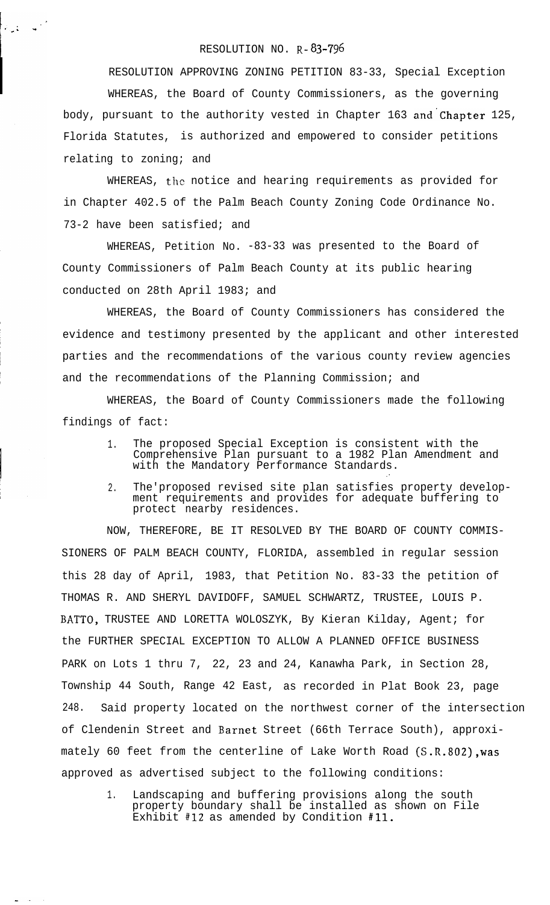# RESOLUTION NO. R-83-796

RESOLUTION APPROVING ZONING PETITION 83-33, Special Exception

WHEREAS, the Board of County Commissioners, as the governing body, pursuant to the authority vested in Chapter 163 and Chapter 125, Florida Statutes, is authorized and empowered to consider petitions relating to zoning; and

WHEREAS, the notice and hearing requirements as provided for in Chapter 402.5 of the Palm Beach County Zoning Code Ordinance No. 73-2 have been satisfied; and

WHEREAS, Petition No. -83-33 was presented to the Board of County Commissioners of Palm Beach County at its public hearing conducted on 28th April 1983; and

WHEREAS, the Board of County Commissioners has considered the evidence and testimony presented by the applicant and other interested parties and the recommendations of the various county review agencies and the recommendations of the Planning Commission; and

WHEREAS, the Board of County Commissioners made the following findings of fact:

1. The proposed Special Exception is consistent with the Comprehensive Plan pursuant to a 1982 Plan Amendment and with the Mandatory Performance Standards.
2. The'proposed revised site plan satisfies property development requirements and provides for adequate buffering to protect nearby residences.

NOW, THEREFORE, BE IT RESOLVED BY THE BOARD OF COUNTY COMMISSIONERS OF PALM BEACH COUNTY, FLORIDA, assembled in regular session this 28 day of April, 1983, that Petition No. 83-33 the petition of THOMAS R. AND SHERYL DAVIDOFF, SAMUEL SCHWARTZ, TRUSTEE, LOUIS P. BATTO, TRUSTEE AND LORETTA WOLOSZYK, By Kieran Kilday, Agent; for the FURTHER SPECIAL EXCEPTION TO ALLOW A PLANNED OFFICE BUSINESS PARK on Lots 1 thru 7, 22, 23 and 24, Kanawha Park, in Section 28, Township 44 South, Range 42 East, as recorded in Plat Book 23, page 248. Said property located on the northwest corner of the intersection of Clendenin Street and Barnet Street (66th Terrace South), approximately 60 feet from the centerline of Lake Worth Road (S.R.802),was approved as advertised subject to the following conditions:

1. Landscaping and buffering provisions along the south property boundary shall be installed as shown on File Exhibit #12 as amended by Condition #11.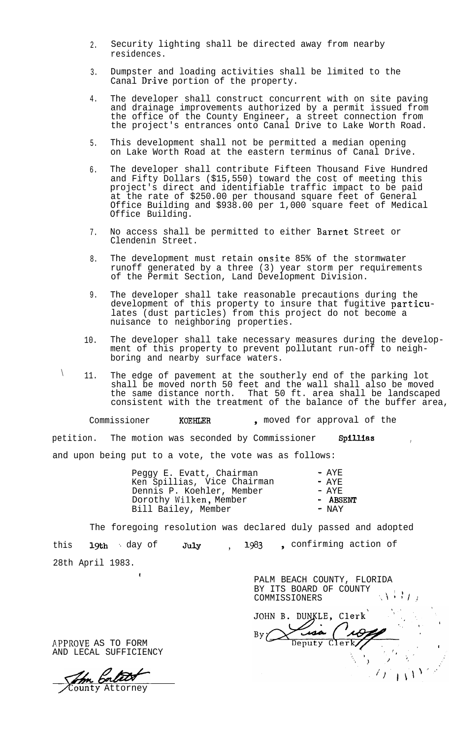2. Security lighting shall be directed away from nearby residences.

3. Dumpster and loading activities shall be limited to the Canal Drive portion of the property.

4. The developer shall construct concurrent with on site paving and drainage improvements authorized by a permit issued from the office of the County Engineer, a street connection from the project's entrances onto Canal Drive to Lake Worth Road.

5. This development shall not be permitted a median opening on Lake Worth Road at the eastern terminus of Canal Drive.

6. The developer shall contribute Fifteen Thousand Five Hundred and Fifty Dollars ($15,550) toward the cost of meeting this project's direct and identifiable traffic impact to be paid at the rate of $250.00 per thousand square feet of General Office Building and $938.00 per 1,000 square feet of Medical Office Building.

7. No access shall be permitted to either Barnet Street or Clendenin Street.

8. The development must retain onsite 85% of the stormwater runoff generated by a three (3) year storm per requirements of the Permit Section, Land Development Division.

9. The developer shall take reasonable precautions during the development of this property to insure that fugitive particulates (dust particles) from this project do not become a nuisance to neighboring properties.

10. The developer shall take necessary measures during the development of this property to prevent pollutant run-off to neighboring and nearby surface waters.

11. The edge of pavement at the southerly end of the parking lot shall be moved north 50 feet and the wall shall also be moved the same distance north. That 50 ft. area shall be landscaped consistent with the treatment of the balance of the buffer area.

Commissioner KOEHLER, moved for approval of the petition. The motion was seconded by Commissioner Spillias and upon being put to a vote, the vote was as follows:

| | |
|---|---|
| Peggy E. Evatt, Chairman | - AYE |
| Ken Spillias, Vice Chairman | - AYE |
| Dennis P. Koehler, Member | - AYE |
| Dorothy Wilken, Member | - ABSENT |
| Bill Bailey, Member | - NAY |

The foregoing resolution was declared duly passed and adopted this 19th day of July, 1983, confirming action of 28th April 1983.

PALM BEACH COUNTY, FLORIDA
BY ITS BOARD OF COUNTY COMMISSIONERS

JOHN B. DUNKLE, Clerk

By [signature]
Deputy Clerk

APPROVE AS TO FORM AND LEGAL SUFFICIENCY

[signature]
County Attorney